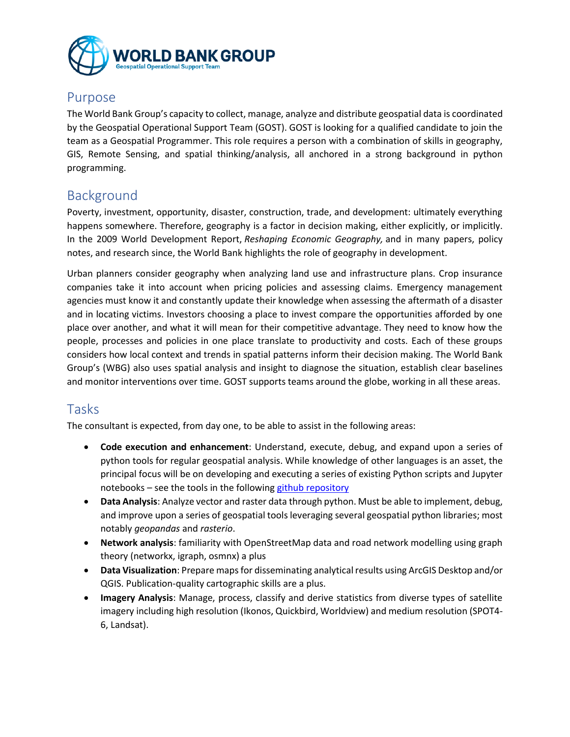WORLD BANK GROUP
Geospatial Operational Support Team

## Purpose

The World Bank Group's capacity to collect, manage, analyze and distribute geospatial data is coordinated by the Geospatial Operational Support Team (GOST). GOST is looking for a qualified candidate to join the team as a Geospatial Programmer. This role requires a person with a combination of skills in geography, GIS, Remote Sensing, and spatial thinking/analysis, all anchored in a strong background in python programming.

## Background

Poverty, investment, opportunity, disaster, construction, trade, and development: ultimately everything happens somewhere. Therefore, geography is a factor in decision making, either explicitly, or implicitly. In the 2009 World Development Report, *Reshaping Economic Geography,* and in many papers, policy notes, and research since, the World Bank highlights the role of geography in development.

Urban planners consider geography when analyzing land use and infrastructure plans. Crop insurance companies take it into account when pricing policies and assessing claims. Emergency management agencies must know it and constantly update their knowledge when assessing the aftermath of a disaster and in locating victims. Investors choosing a place to invest compare the opportunities afforded by one place over another, and what it will mean for their competitive advantage. They need to know how the people, processes and policies in one place translate to productivity and costs. Each of these groups considers how local context and trends in spatial patterns inform their decision making. The World Bank Group's (WBG) also uses spatial analysis and insight to diagnose the situation, establish clear baselines and monitor interventions over time. GOST supports teams around the globe, working in all these areas.

## Tasks

The consultant is expected, from day one, to be able to assist in the following areas:

- **Code execution and enhancement**: Understand, execute, debug, and expand upon a series of python tools for regular geospatial analysis. While knowledge of other languages is an asset, the principal focus will be on developing and executing a series of existing Python scripts and Jupyter notebooks – see the tools in the following github repository
- **Data Analysis**: Analyze vector and raster data through python. Must be able to implement, debug, and improve upon a series of geospatial tools leveraging several geospatial python libraries; most notably *geopandas* and *rasterio*.
- **Network analysis**: familiarity with OpenStreetMap data and road network modelling using graph theory (networkx, igraph, osmnx) a plus
- **Data Visualization**: Prepare maps for disseminating analytical results using ArcGIS Desktop and/or QGIS. Publication-quality cartographic skills are a plus.
- **Imagery Analysis**: Manage, process, classify and derive statistics from diverse types of satellite imagery including high resolution (Ikonos, Quickbird, Worldview) and medium resolution (SPOT4-6, Landsat).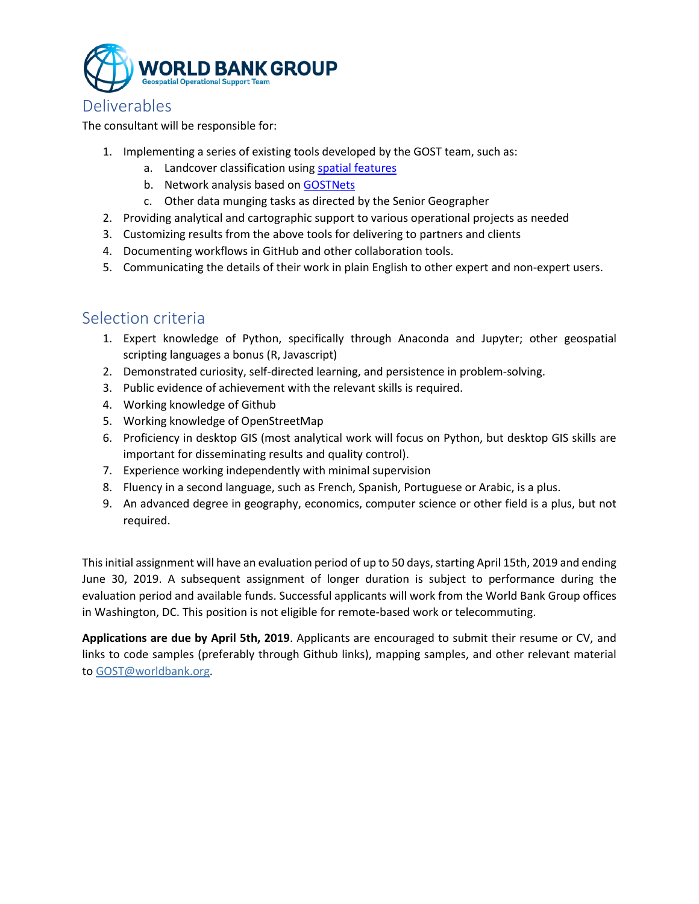## Deliverables

The consultant will be responsible for:

1. Implementing a series of existing tools developed by the GOST team, such as:
   a. Landcover classification using spatial features
   b. Network analysis based on GOSTNets
   c. Other data munging tasks as directed by the Senior Geographer
2. Providing analytical and cartographic support to various operational projects as needed
3. Customizing results from the above tools for delivering to partners and clients
4. Documenting workflows in GitHub and other collaboration tools.
5. Communicating the details of their work in plain English to other expert and non-expert users.

## Selection criteria

1. Expert knowledge of Python, specifically through Anaconda and Jupyter; other geospatial scripting languages a bonus (R, Javascript)
2. Demonstrated curiosity, self-directed learning, and persistence in problem-solving.
3. Public evidence of achievement with the relevant skills is required.
4. Working knowledge of Github
5. Working knowledge of OpenStreetMap
6. Proficiency in desktop GIS (most analytical work will focus on Python, but desktop GIS skills are important for disseminating results and quality control).
7. Experience working independently with minimal supervision
8. Fluency in a second language, such as French, Spanish, Portuguese or Arabic, is a plus.
9. An advanced degree in geography, economics, computer science or other field is a plus, but not required.

This initial assignment will have an evaluation period of up to 50 days, starting April 15th, 2019 and ending June 30, 2019. A subsequent assignment of longer duration is subject to performance during the evaluation period and available funds. Successful applicants will work from the World Bank Group offices in Washington, DC. This position is not eligible for remote-based work or telecommuting.

**Applications are due by April 5th, 2019**. Applicants are encouraged to submit their resume or CV, and links to code samples (preferably through Github links), mapping samples, and other relevant material to GOST@worldbank.org.